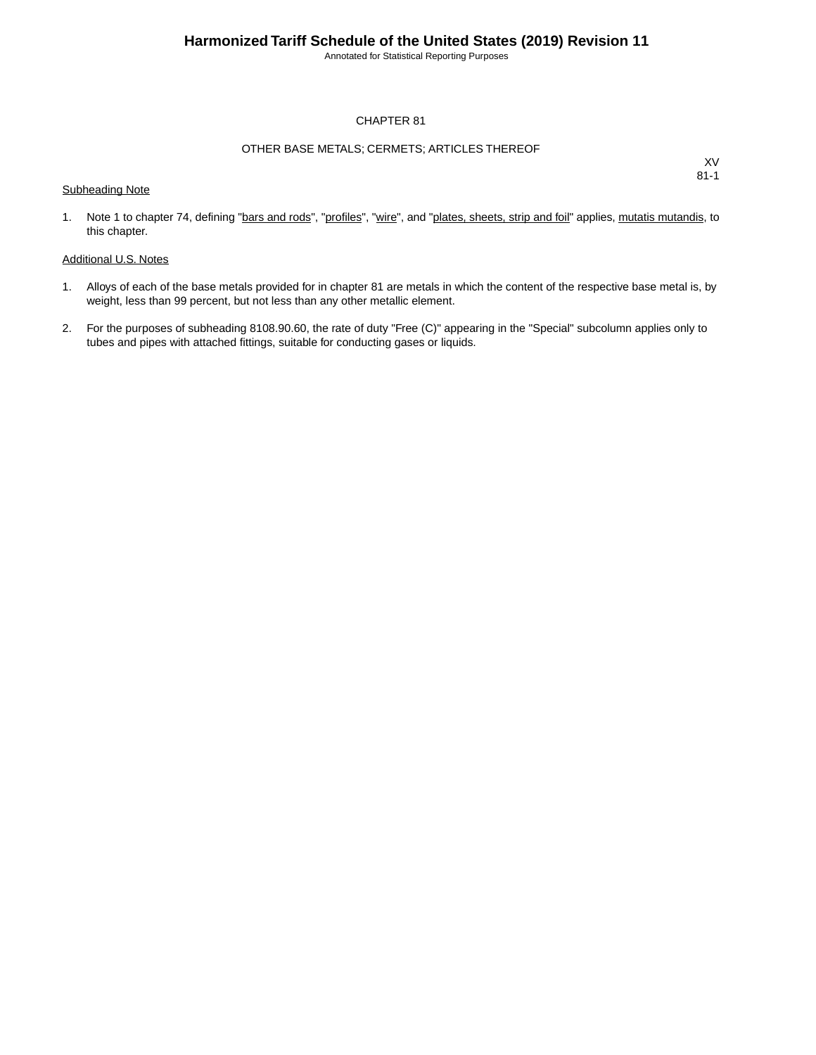# CHAPTER 81

## OTHER BASE METALS; CERMETS; ARTICLES THEREOF

XV
81-1

Subheading Note

1. Note 1 to chapter 74, defining "bars and rods", "profiles", "wire", and "plates, sheets, strip and foil" applies, mutatis mutandis, to this chapter.

Additional U.S. Notes

1. Alloys of each of the base metals provided for in chapter 81 are metals in which the content of the respective base metal is, by weight, less than 99 percent, but not less than any other metallic element.

2. For the purposes of subheading 8108.90.60, the rate of duty "Free (C)" appearing in the "Special" subcolumn applies only to tubes and pipes with attached fittings, suitable for conducting gases or liquids.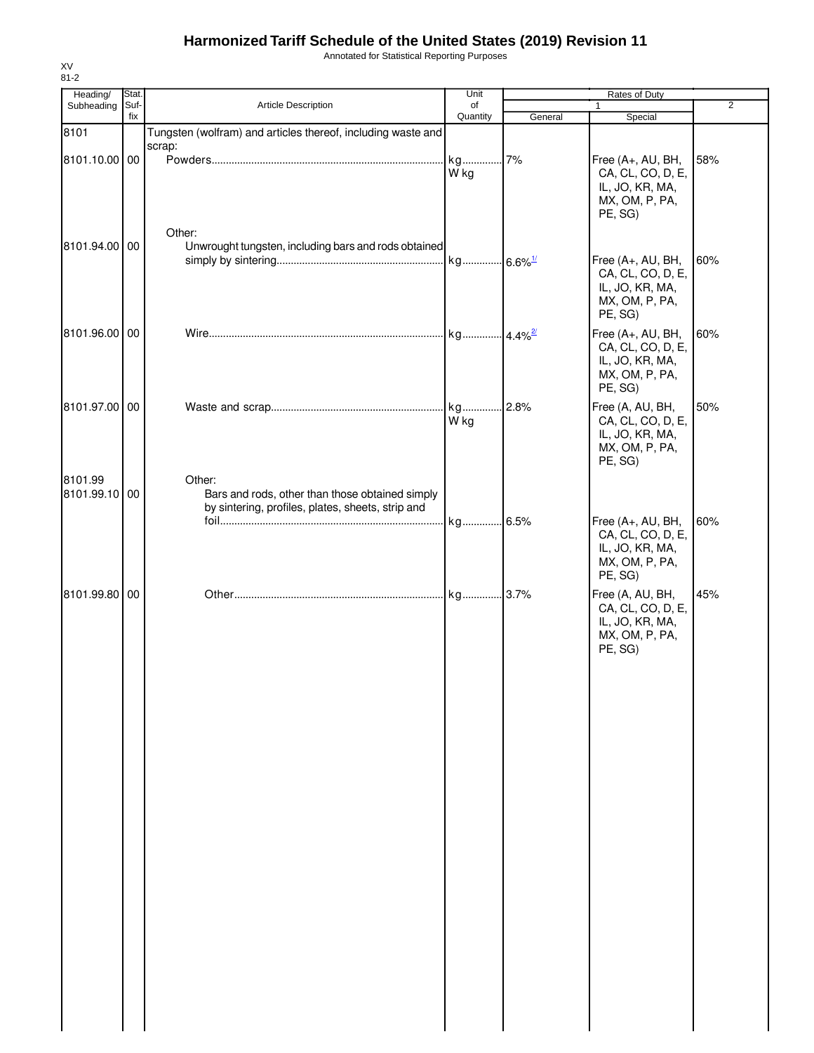# Harmonized Tariff Schedule of the United States (2019) Revision 11

Annotated for Statistical Reporting Purposes

XV
81-2

| Heading/ Subheading | Stat. Suf- fix | Article Description | Unit of Quantity | Rates of Duty 1 General | Special | 2 |
|---|---|---|---|---|---|---|
| 8101 | | Tungsten (wolfram) and articles thereof, including waste and scrap: | | | | |
| 8101.10.00 | 00 | Powders | kg<br>W kg | 7% | Free (A+, AU, BH, CA, CL, CO, D, E, IL, JO, KR, MA, MX, OM, P, PA, PE, SG) | 58% |
| | | Other: | | | | |
| 8101.94.00 | 00 | Unwrought tungsten, including bars and rods obtained simply by sintering | kg | 6.6%[1/] | Free (A+, AU, BH, CA, CL, CO, D, E, IL, JO, KR, MA, MX, OM, P, PA, PE, SG) | 60% |
| 8101.96.00 | 00 | Wire | kg | 4.4%[2/] | Free (A+, AU, BH, CA, CL, CO, D, E, IL, JO, KR, MA, MX, OM, P, PA, PE, SG) | 60% |
| 8101.97.00 | 00 | Waste and scrap | kg<br>W kg | 2.8% | Free (A, AU, BH, CA, CL, CO, D, E, IL, JO, KR, MA, MX, OM, P, PA, PE, SG) | 50% |
| 8101.99 | | Other: | | | | |
| 8101.99.10 | 00 | Bars and rods, other than those obtained simply by sintering, profiles, plates, sheets, strip and foil | kg | 6.5% | Free (A+, AU, BH, CA, CL, CO, D, E, IL, JO, KR, MA, MX, OM, P, PA, PE, SG) | 60% |
| 8101.99.80 | 00 | Other | kg | 3.7% | Free (A, AU, BH, CA, CL, CO, D, E, IL, JO, KR, MA, MX, OM, P, PA, PE, SG) | 45% |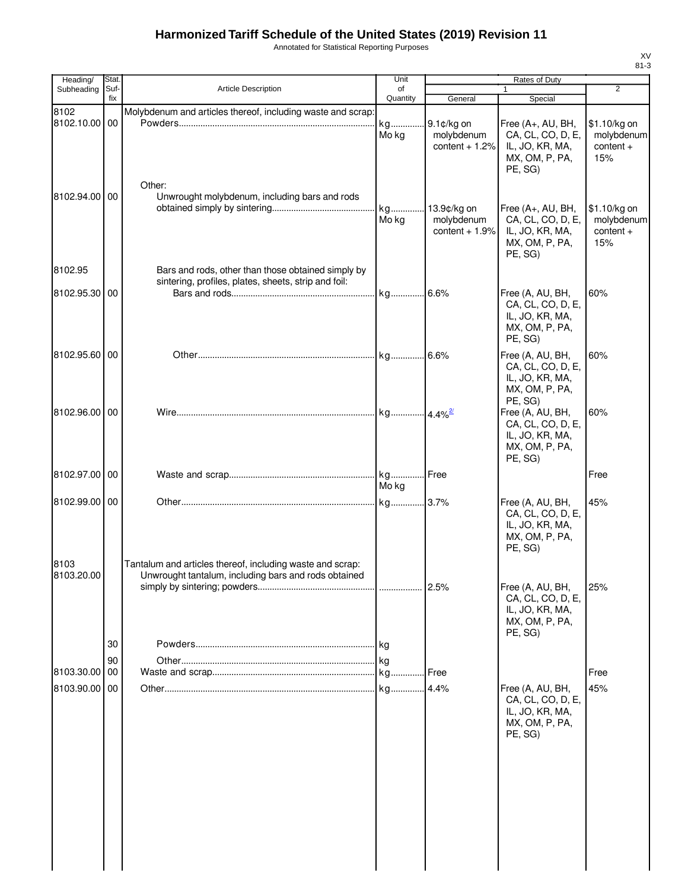# Harmonized Tariff Schedule of the United States (2019) Revision 11

Annotated for Statistical Reporting Purposes

XV
81-3

| Heading/ Subheading | Stat. Suf- fix | Article Description | Unit of Quantity | Rates of Duty 1 General | Rates of Duty 1 Special | Rates of Duty 2 |
|---|---|---|---|---|---|---|
| 8102 | | Molybdenum and articles thereof, including waste and scrap: | | | | |
| 8102.10.00 | 00 | Powders | kg Mo kg | 9.1¢/kg on molybdenum content + 1.2% | Free (A+, AU, BH, CA, CL, CO, D, E, IL, JO, KR, MA, MX, OM, P, PA, PE, SG) | $1.10/kg on molybdenum content + 15% |
| | | Other: | | | | |
| 8102.94.00 | 00 | Unwrought molybdenum, including bars and rods obtained simply by sintering | kg Mo kg | 13.9¢/kg on molybdenum content + 1.9% | Free (A+, AU, BH, CA, CL, CO, D, E, IL, JO, KR, MA, MX, OM, P, PA, PE, SG) | $1.10/kg on molybdenum content + 15% |
| 8102.95 | | Bars and rods, other than those obtained simply by sintering, profiles, plates, sheets, strip and foil: | | | | |
| 8102.95.30 | 00 | Bars and rods | kg | 6.6% | Free (A, AU, BH, CA, CL, CO, D, E, IL, JO, KR, MA, MX, OM, P, PA, PE, SG) | 60% |
| 8102.95.60 | 00 | Other | kg | 6.6% | Free (A, AU, BH, CA, CL, CO, D, E, IL, JO, KR, MA, MX, OM, P, PA, PE, SG) | 60% |
| 8102.96.00 | 00 | Wire | kg | 4.4% [2/] | Free (A, AU, BH, CA, CL, CO, D, E, IL, JO, KR, MA, MX, OM, P, PA, PE, SG) | 60% |
| 8102.97.00 | 00 | Waste and scrap | kg Mo kg | Free | | Free |
| 8102.99.00 | 00 | Other | kg | 3.7% | Free (A, AU, BH, CA, CL, CO, D, E, IL, JO, KR, MA, MX, OM, P, PA, PE, SG) | 45% |
| 8103 | | Tantalum and articles thereof, including waste and scrap: | | | | |
| 8103.20.00 | | Unwrought tantalum, including bars and rods obtained simply by sintering; powders | | 2.5% | Free (A, AU, BH, CA, CL, CO, D, E, IL, JO, KR, MA, MX, OM, P, PA, PE, SG) | 25% |
| | 30 | Powders | kg | | | |
| | 90 | Other | kg | | | |
| 8103.30.00 | 00 | Waste and scrap | kg | Free | | Free |
| 8103.90.00 | 00 | Other | kg | 4.4% | Free (A, AU, BH, CA, CL, CO, D, E, IL, JO, KR, MA, MX, OM, P, PA, PE, SG) | 45% |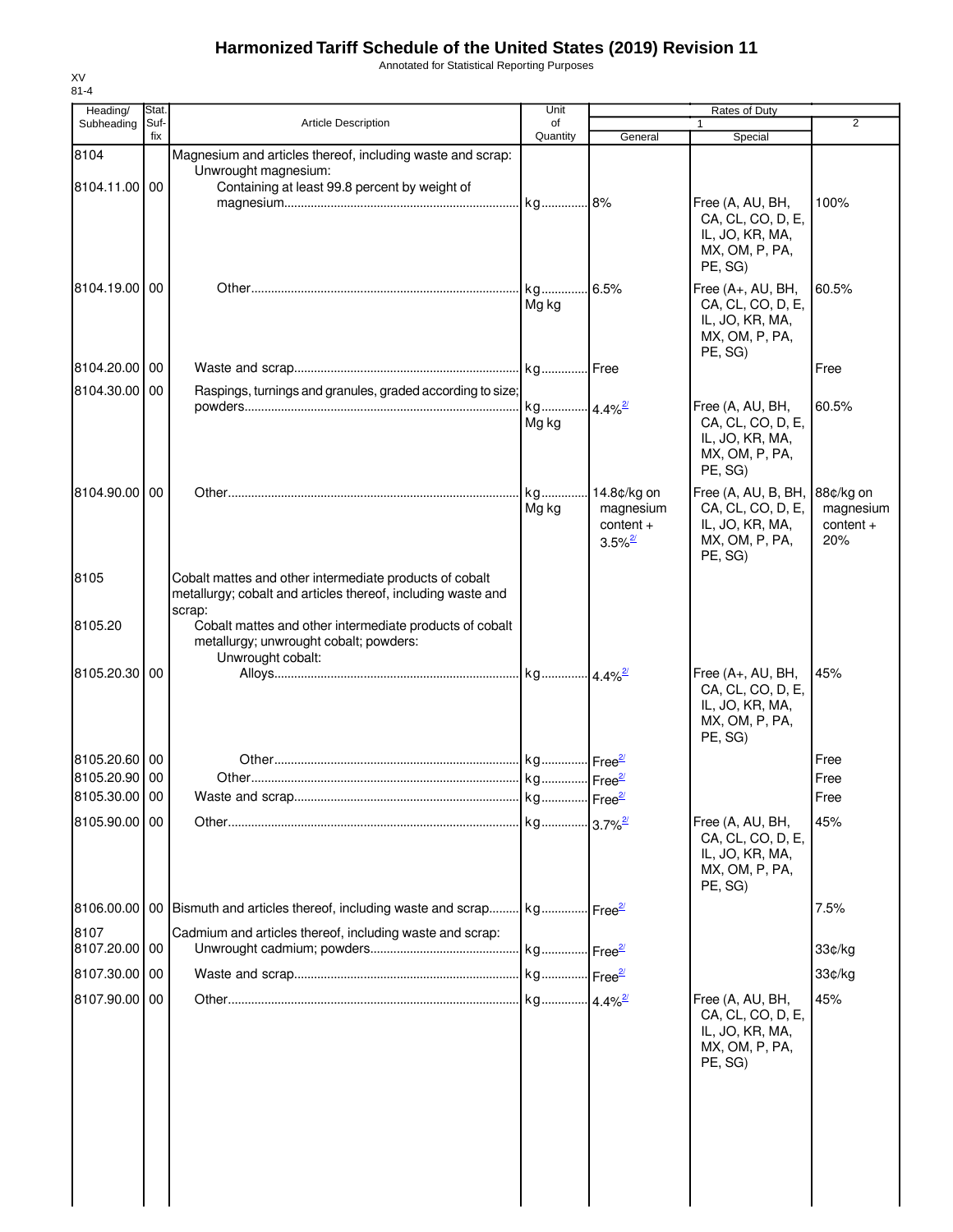# Harmonized Tariff Schedule of the United States (2019) Revision 11

Annotated for Statistical Reporting Purposes

XV
81-4

| Heading/ Subheading | Stat. Suf-fix | Article Description | Unit of Quantity | Rates of Duty 1 General | Rates of Duty 1 Special | Rates of Duty 2 |
|---|---|---|---|---|---|---|
| 8104 | | Magnesium and articles thereof, including waste and scrap: | | | | |
| | | Unwrought magnesium: | | | | |
| 8104.11.00 | 00 | Containing at least 99.8 percent by weight of magnesium | kg | 8% | Free (A, AU, BH, CA, CL, CO, D, E, IL, JO, KR, MA, MX, OM, P, PA, PE, SG) | 100% |
| 8104.19.00 | 00 | Other | kg<br>Mg kg | 6.5% | Free (A+, AU, BH, CA, CL, CO, D, E, IL, JO, KR, MA, MX, OM, P, PA, PE, SG) | 60.5% |
| 8104.20.00 | 00 | Waste and scrap | kg | Free | | Free |
| 8104.30.00 | 00 | Raspings, turnings and granules, graded according to size; powders | kg<br>Mg kg | 4.4%[2/] | Free (A, AU, BH, CA, CL, CO, D, E, IL, JO, KR, MA, MX, OM, P, PA, PE, SG) | 60.5% |
| 8104.90.00 | 00 | Other | kg<br>Mg kg | 14.8¢/kg on magnesium content + 3.5%[2/] | Free (A, AU, B, BH, CA, CL, CO, D, E, IL, JO, KR, MA, MX, OM, P, PA, PE, SG) | 88¢/kg on magnesium content + 20% |
| 8105 | | Cobalt mattes and other intermediate products of cobalt metallurgy; cobalt and articles thereof, including waste and scrap: | | | | |
| 8105.20 | | Cobalt mattes and other intermediate products of cobalt metallurgy; unwrought cobalt; powders: | | | | |
| | | Unwrought cobalt: | | | | |
| 8105.20.30 | 00 | Alloys | kg | 4.4%[2/] | Free (A+, AU, BH, CA, CL, CO, D, E, IL, JO, KR, MA, MX, OM, P, PA, PE, SG) | 45% |
| 8105.20.60 | 00 | Other | kg | Free[2/] | | Free |
| 8105.20.90 | 00 | Other | kg | Free[2/] | | Free |
| 8105.30.00 | 00 | Waste and scrap | kg | Free[2/] | | Free |
| 8105.90.00 | 00 | Other | kg | 3.7%[2/] | Free (A, AU, BH, CA, CL, CO, D, E, IL, JO, KR, MA, MX, OM, P, PA, PE, SG) | 45% |
| 8106.00.00 | 00 | Bismuth and articles thereof, including waste and scrap | kg | Free[2/] | | 7.5% |
| 8107 | | Cadmium and articles thereof, including waste and scrap: | | | | |
| 8107.20.00 | 00 | Unwrought cadmium; powders | kg | Free[2/] | | 33¢/kg |
| 8107.30.00 | 00 | Waste and scrap | kg | Free[2/] | | 33¢/kg |
| 8107.90.00 | 00 | Other | kg | 4.4%[2/] | Free (A, AU, BH, CA, CL, CO, D, E, IL, JO, KR, MA, MX, OM, P, PA, PE, SG) | 45% |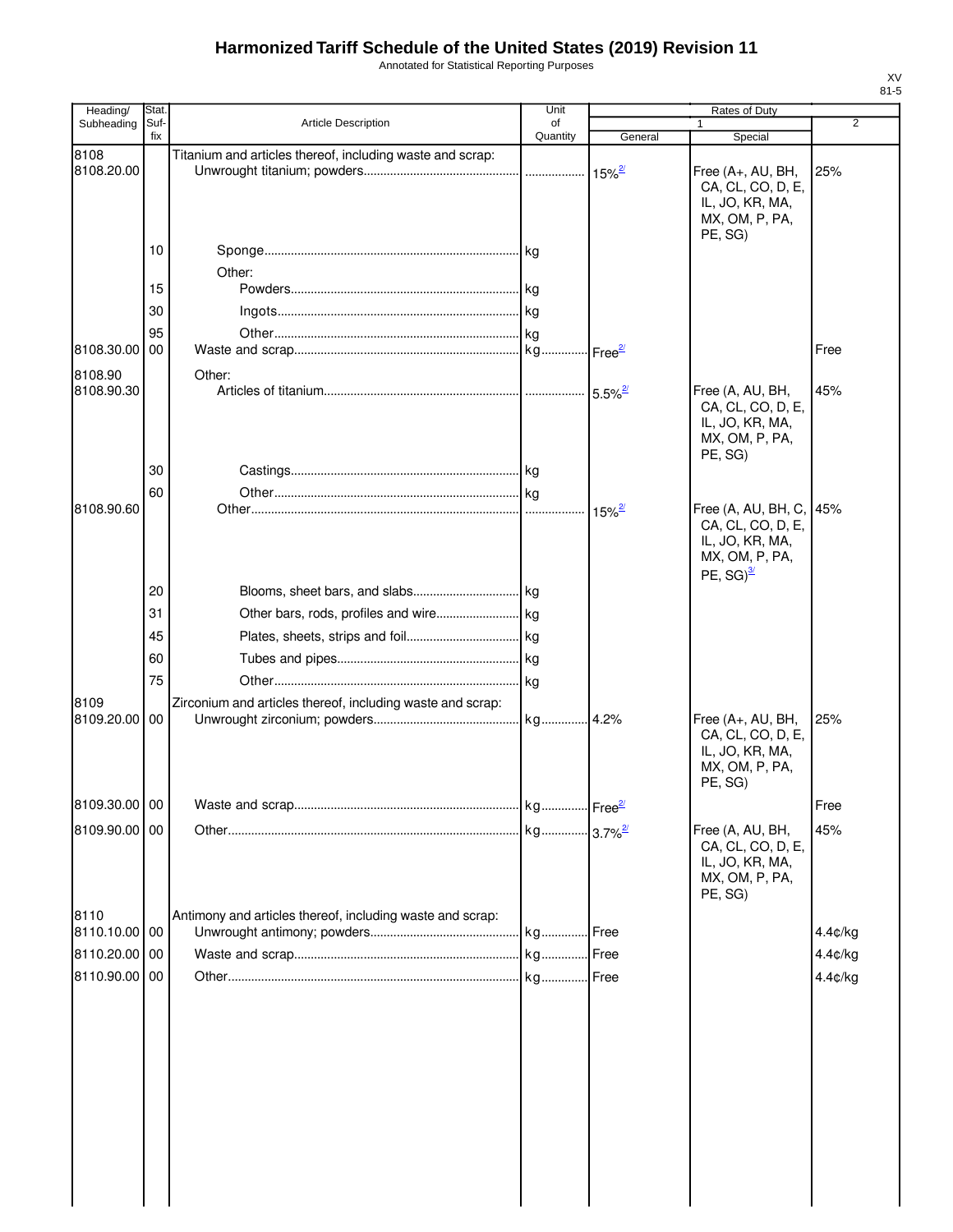# Harmonized Tariff Schedule of the United States (2019) Revision 11

Annotated for Statistical Reporting Purposes

XV
81-5

| Heading/ Subheading | Stat. Suf- fix | Article Description | Unit of Quantity | Rates of Duty 1 General | Special | 2 |
|---|---|---|---|---|---|---|
| 8108 | | Titanium and articles thereof, including waste and scrap: | | | | |
| 8108.20.00 | | Unwrought titanium; powders | | 15%[2/] | Free (A+, AU, BH, CA, CL, CO, D, E, IL, JO, KR, MA, MX, OM, P, PA, PE, SG) | 25% |
| | 10 | Sponge | kg | | | |
| | | Other: | | | | |
| | 15 | Powders | kg | | | |
| | 30 | Ingots | kg | | | |
| | 95 | Other | kg | | | |
| 8108.30.00 | 00 | Waste and scrap | kg | Free[2/] | | Free |
| 8108.90 | | Other: | | | | |
| 8108.90.30 | | Articles of titanium | | 5.5%[2/] | Free (A, AU, BH, CA, CL, CO, D, E, IL, JO, KR, MA, MX, OM, P, PA, PE, SG) | 45% |
| | 30 | Castings | kg | | | |
| | 60 | Other | kg | | | |
| 8108.90.60 | | Other | | 15%[2/] | Free (A, AU, BH, C, CA, CL, CO, D, E, IL, JO, KR, MA, MX, OM, P, PA, PE, SG)[3/] | 45% |
| | 20 | Blooms, sheet bars, and slabs | kg | | | |
| | 31 | Other bars, rods, profiles and wire | kg | | | |
| | 45 | Plates, sheets, strips and foil | kg | | | |
| | 60 | Tubes and pipes | kg | | | |
| | 75 | Other | kg | | | |
| 8109 | | Zirconium and articles thereof, including waste and scrap: | | | | |
| 8109.20.00 | 00 | Unwrought zirconium; powders | kg | 4.2% | Free (A+, AU, BH, CA, CL, CO, D, E, IL, JO, KR, MA, MX, OM, P, PA, PE, SG) | 25% |
| 8109.30.00 | 00 | Waste and scrap | kg | Free[2/] | | Free |
| 8109.90.00 | 00 | Other | kg | 3.7%[2/] | Free (A, AU, BH, CA, CL, CO, D, E, IL, JO, KR, MA, MX, OM, P, PA, PE, SG) | 45% |
| 8110 | | Antimony and articles thereof, including waste and scrap: | | | | |
| 8110.10.00 | 00 | Unwrought antimony; powders | kg | Free | | 4.4¢/kg |
| 8110.20.00 | 00 | Waste and scrap | kg | Free | | 4.4¢/kg |
| 8110.90.00 | 00 | Other | kg | Free | | 4.4¢/kg |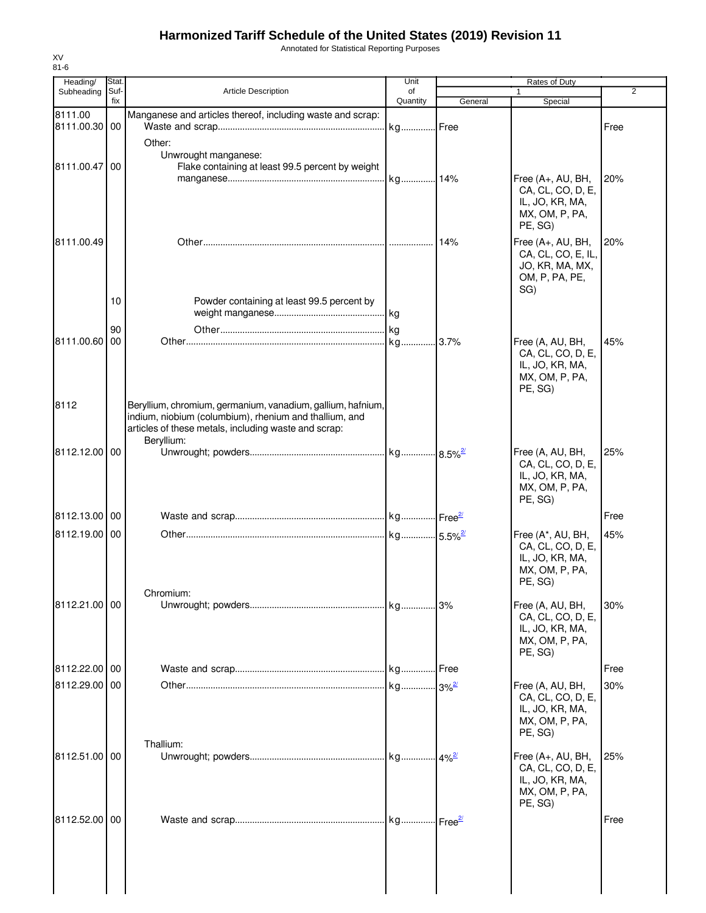# Harmonized Tariff Schedule of the United States (2019) Revision 11

Annotated for Statistical Reporting Purposes

XV
81-6

| Heading/ Subheading | Stat. Suf- fix | Article Description | Unit of Quantity | Rates of Duty 1 General | Special | 2 |
|---|---|---|---|---|---|---|
| 8111.00 | | Manganese and articles thereof, including waste and scrap: | | | | |
| 8111.00.30 | 00 | Waste and scrap | kg | Free | | Free |
| | | Other: | | | | |
| | | Unwrought manganese: | | | | |
| 8111.00.47 | 00 | Flake containing at least 99.5 percent by weight manganese | kg | 14% | Free (A+, AU, BH, CA, CL, CO, D, E, IL, JO, KR, MA, MX, OM, P, PA, PE, SG) | 20% |
| 8111.00.49 | | Other | | 14% | Free (A+, AU, BH, CA, CL, CO, E, IL, JO, KR, MA, MX, OM, P, PA, PE, SG) | 20% |
| | 10 | Powder containing at least 99.5 percent by weight manganese | kg | | | |
| | 90 | Other | kg | | | |
| 8111.00.60 | 00 | Other | kg | 3.7% | Free (A, AU, BH, CA, CL, CO, D, E, IL, JO, KR, MA, MX, OM, P, PA, PE, SG) | 45% |
| 8112 | | Beryllium, chromium, germanium, vanadium, gallium, hafnium, indium, niobium (columbium), rhenium and thallium, and articles of these metals, including waste and scrap: | | | | |
| | | Beryllium: | | | | |
| 8112.12.00 | 00 | Unwrought; powders | kg | 8.5%[2/] | Free (A, AU, BH, CA, CL, CO, D, E, IL, JO, KR, MA, MX, OM, P, PA, PE, SG) | 25% |
| 8112.13.00 | 00 | Waste and scrap | kg | Free[2/] | | Free |
| 8112.19.00 | 00 | Other | kg | 5.5%[2/] | Free (A*, AU, BH, CA, CL, CO, D, E, IL, JO, KR, MA, MX, OM, P, PA, PE, SG) | 45% |
| | | Chromium: | | | | |
| 8112.21.00 | 00 | Unwrought; powders | kg | 3% | Free (A, AU, BH, CA, CL, CO, D, E, IL, JO, KR, MA, MX, OM, P, PA, PE, SG) | 30% |
| 8112.22.00 | 00 | Waste and scrap | kg | Free | | Free |
| 8112.29.00 | 00 | Other | kg | 3%[2/] | Free (A, AU, BH, CA, CL, CO, D, E, IL, JO, KR, MA, MX, OM, P, PA, PE, SG) | 30% |
| | | Thallium: | | | | |
| 8112.51.00 | 00 | Unwrought; powders | kg | 4%[2/] | Free (A+, AU, BH, CA, CL, CO, D, E, IL, JO, KR, MA, MX, OM, P, PA, PE, SG) | 25% |
| 8112.52.00 | 00 | Waste and scrap | kg | Free[2/] | | Free |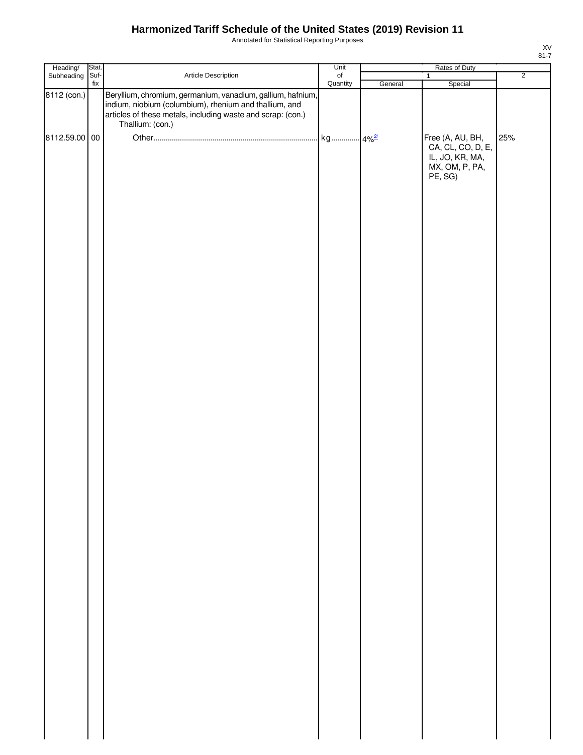# Harmonized Tariff Schedule of the United States (2019) Revision 11

Annotated for Statistical Reporting Purposes

| Heading/ Subheading | Stat. Suf- fix | Article Description | Unit of Quantity | Rates of Duty | | |
|---|---|---|---|---|---|---|
| | | | | 1 | | 2 |
| | | | | General | Special | |
| 8112 (con.) | | Beryllium, chromium, germanium, vanadium, gallium, hafnium, indium, niobium (columbium), rhenium and thallium, and articles of these metals, including waste and scrap: (con.) | | | | |
| | | Thallium: (con.) | | | | |
| 8112.59.00 | 00 | Other | kg | 4%[2/] | Free (A, AU, BH, CA, CL, CO, D, E, IL, JO, KR, MA, MX, OM, P, PA, PE, SG) | 25% |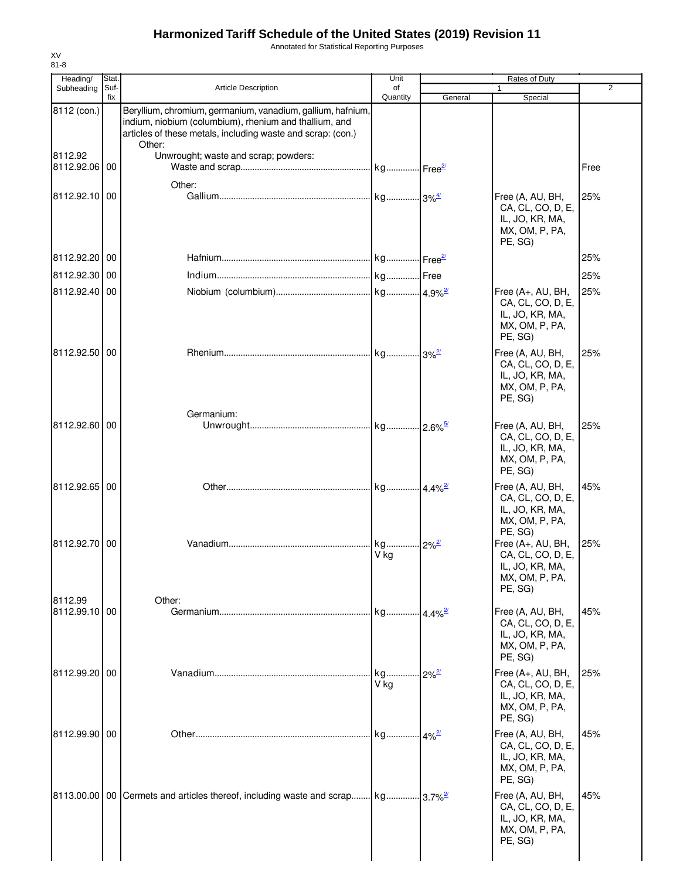# Harmonized Tariff Schedule of the United States (2019) Revision 11

Annotated for Statistical Reporting Purposes

XV
81-8

| Heading/ Subheading | Stat. Suf- fix | Article Description | Unit of Quantity | Rates of Duty 1 General | Special | 2 |
|---|---|---|---|---|---|---|
| 8112 (con.) | | Beryllium, chromium, germanium, vanadium, gallium, hafnium, indium, niobium (columbium), rhenium and thallium, and articles of these metals, including waste and scrap: (con.) | | | | |
| | | Other: | | | | |
| 8112.92 | | Unwrought; waste and scrap; powders: | | | | |
| 8112.92.06 | 00 | Waste and scrap | kg | Free[2/] | | Free |
| | | Other: | | | | |
| 8112.92.10 | 00 | Gallium | kg | 3%[4/] | Free (A, AU, BH, CA, CL, CO, D, E, IL, JO, KR, MA, MX, OM, P, PA, PE, SG) | 25% |
| 8112.92.20 | 00 | Hafnium | kg | Free[2/] | | 25% |
| 8112.92.30 | 00 | Indium | kg | Free | | 25% |
| 8112.92.40 | 00 | Niobium (columbium) | kg | 4.9%[2/] | Free (A+, AU, BH, CA, CL, CO, D, E, IL, JO, KR, MA, MX, OM, P, PA, PE, SG) | 25% |
| 8112.92.50 | 00 | Rhenium | kg | 3%[2/] | Free (A, AU, BH, CA, CL, CO, D, E, IL, JO, KR, MA, MX, OM, P, PA, PE, SG) | 25% |
| | | Germanium: | | | | |
| 8112.92.60 | 00 | Unwrought | kg | 2.6%[5/] | Free (A, AU, BH, CA, CL, CO, D, E, IL, JO, KR, MA, MX, OM, P, PA, PE, SG) | 25% |
| 8112.92.65 | 00 | Other | kg | 4.4%[2/] | Free (A, AU, BH, CA, CL, CO, D, E, IL, JO, KR, MA, MX, OM, P, PA, PE, SG) | 45% |
| 8112.92.70 | 00 | Vanadium | kg V kg | 2%[2/] | Free (A+, AU, BH, CA, CL, CO, D, E, IL, JO, KR, MA, MX, OM, P, PA, PE, SG) | 25% |
| 8112.99 | | Other: | | | | |
| 8112.99.10 | 00 | Germanium | kg | 4.4%[2/] | Free (A, AU, BH, CA, CL, CO, D, E, IL, JO, KR, MA, MX, OM, P, PA, PE, SG) | 45% |
| 8112.99.20 | 00 | Vanadium | kg V kg | 2%[2/] | Free (A+, AU, BH, CA, CL, CO, D, E, IL, JO, KR, MA, MX, OM, P, PA, PE, SG) | 25% |
| 8112.99.90 | 00 | Other | kg | 4%[2/] | Free (A, AU, BH, CA, CL, CO, D, E, IL, JO, KR, MA, MX, OM, P, PA, PE, SG) | 45% |
| 8113.00.00 | 00 | Cermets and articles thereof, including waste and scrap | kg | 3.7%[2/] | Free (A, AU, BH, CA, CL, CO, D, E, IL, JO, KR, MA, MX, OM, P, PA, PE, SG) | 45% |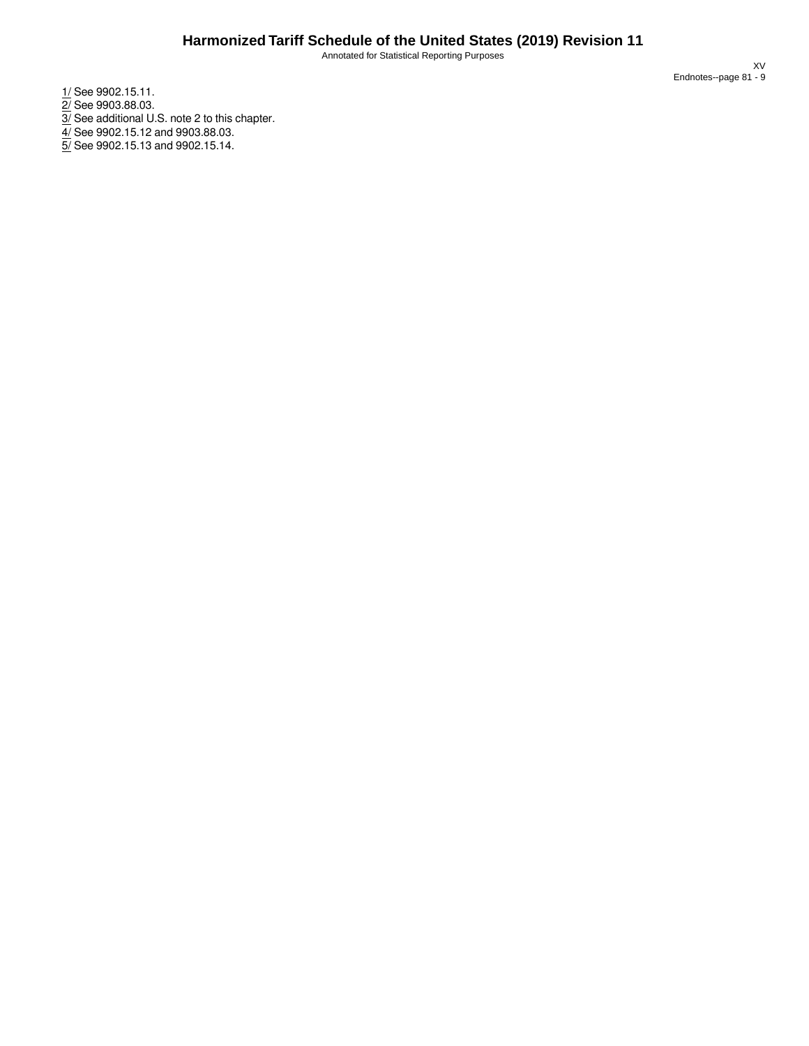1/ See 9902.15.11.
2/ See 9903.88.03.
3/ See additional U.S. note 2 to this chapter.
4/ See 9902.15.12 and 9903.88.03.
5/ See 9902.15.13 and 9902.15.14.